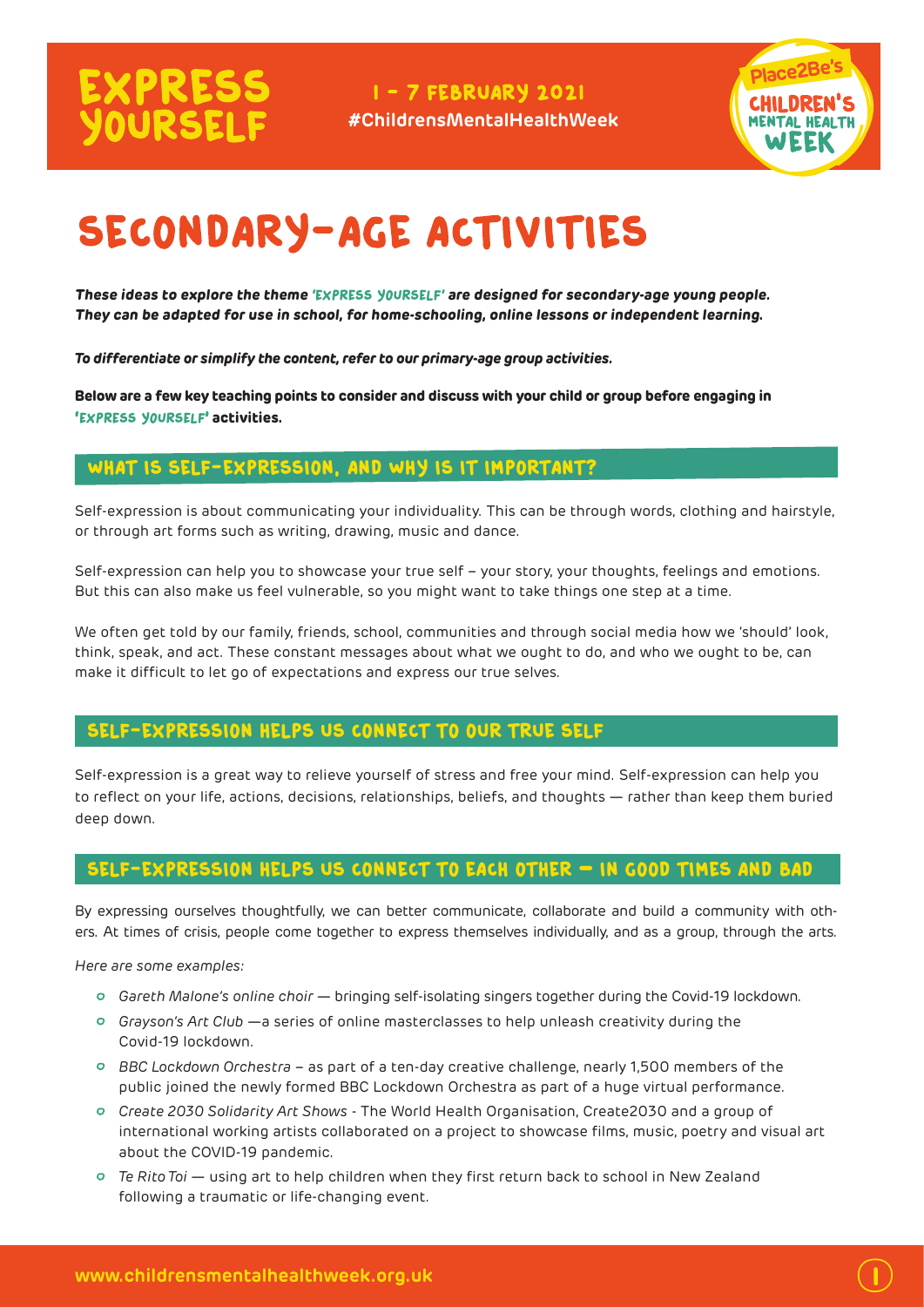# EXPRESS YOURSELF

1 - 7 FEBRUARY 2021
#ChildrensMentalHealthWeek

Place2Be's CHILDREN'S MENTAL HEALTH WEEK

# SECONDARY-AGE ACTIVITIES

***These ideas to explore the theme 'EXPRESS YOURSELF' are designed for secondary-age young people. They can be adapted for use in school, for home-schooling, online lessons or independent learning.***

***To differentiate or simplify the content, refer to our primary-age group activities.***

**Below are a few key teaching points to consider and discuss with your child or group before engaging in 'EXPRESS YOURSELF' activities.**

## WHAT IS SELF-EXPRESSION, AND WHY IS IT IMPORTANT?

Self-expression is about communicating your individuality. This can be through words, clothing and hairstyle, or through art forms such as writing, drawing, music and dance.

Self-expression can help you to showcase your true self – your story, your thoughts, feelings and emotions. But this can also make us feel vulnerable, so you might want to take things one step at a time.

We often get told by our family, friends, school, communities and through social media how we 'should' look, think, speak, and act. These constant messages about what we ought to do, and who we ought to be, can make it difficult to let go of expectations and express our true selves.

## SELF-EXPRESSION HELPS US CONNECT TO OUR TRUE SELF

Self-expression is a great way to relieve yourself of stress and free your mind. Self-expression can help you to reflect on your life, actions, decisions, relationships, beliefs, and thoughts — rather than keep them buried deep down.

## SELF-EXPRESSION HELPS US CONNECT TO EACH OTHER – IN GOOD TIMES AND BAD

By expressing ourselves thoughtfully, we can better communicate, collaborate and build a community with others. At times of crisis, people come together to express themselves individually, and as a group, through the arts.

*Here are some examples:*

- *Gareth Malone's online choir* — bringing self-isolating singers together during the Covid-19 lockdown.
- *Grayson's Art Club* —a series of online masterclasses to help unleash creativity during the Covid-19 lockdown.
- *BBC Lockdown Orchestra* – as part of a ten-day creative challenge, nearly 1,500 members of the public joined the newly formed BBC Lockdown Orchestra as part of a huge virtual performance.
- *Create 2030 Solidarity Art Shows* - The World Health Organisation, Create2030 and a group of international working artists collaborated on a project to showcase films, music, poetry and visual art about the COVID-19 pandemic.
- *Te Rito Toi* — using art to help children when they first return back to school in New Zealand following a traumatic or life-changing event.

www.childrensmentalhealthweek.org.uk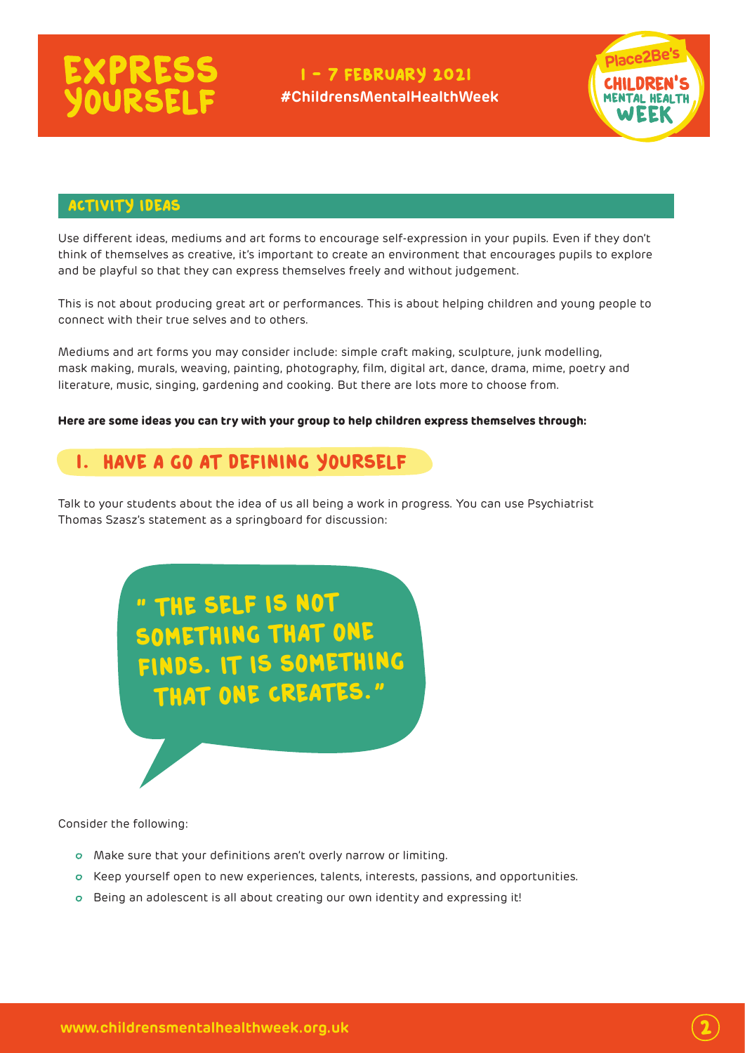## ACTIVITY IDEAS

Use different ideas, mediums and art forms to encourage self-expression in your pupils. Even if they don't think of themselves as creative, it's important to create an environment that encourages pupils to explore and be playful so that they can express themselves freely and without judgement.

This is not about producing great art or performances. This is about helping children and young people to connect with their true selves and to others.

Mediums and art forms you may consider include: simple craft making, sculpture, junk modelling, mask making, murals, weaving, painting, photography, film, digital art, dance, drama, mime, poetry and literature, music, singing, gardening and cooking. But there are lots more to choose from.

**Here are some ideas you can try with your group to help children express themselves through:**

## 1. HAVE A GO AT DEFINING YOURSELF

Talk to your students about the idea of us all being a work in progress. You can use Psychiatrist Thomas Szasz's statement as a springboard for discussion:

> "THE SELF IS NOT SOMETHING THAT ONE FINDS. IT IS SOMETHING THAT ONE CREATES."

Consider the following:

- Make sure that your definitions aren't overly narrow or limiting.
- Keep yourself open to new experiences, talents, interests, passions, and opportunities.
- Being an adolescent is all about creating our own identity and expressing it!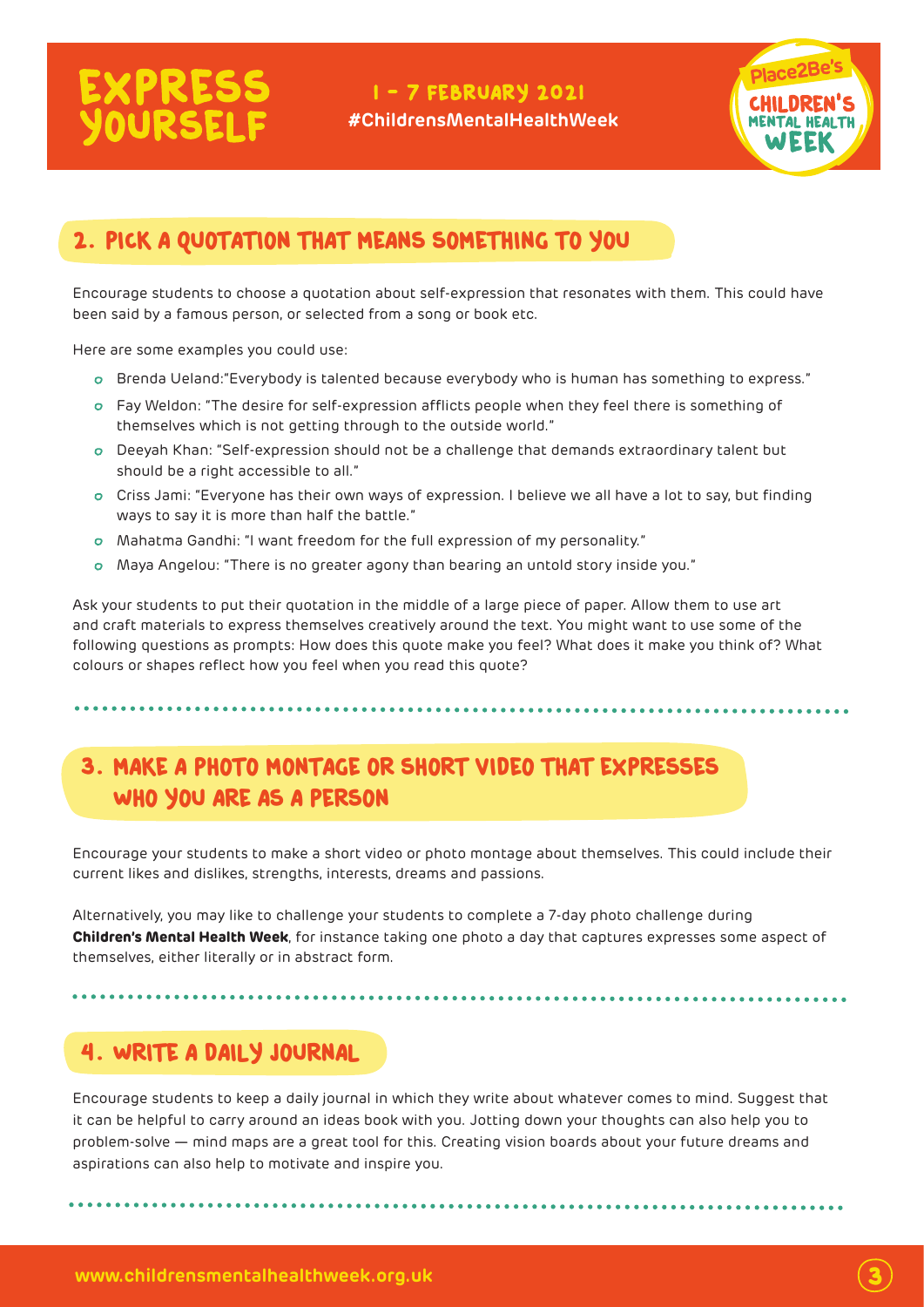## 2. PICK A QUOTATION THAT MEANS SOMETHING TO YOU

Encourage students to choose a quotation about self-expression that resonates with them. This could have been said by a famous person, or selected from a song or book etc.

Here are some examples you could use:

- Brenda Ueland:"Everybody is talented because everybody who is human has something to express."
- Fay Weldon: "The desire for self-expression afflicts people when they feel there is something of themselves which is not getting through to the outside world."
- Deeyah Khan: "Self-expression should not be a challenge that demands extraordinary talent but should be a right accessible to all."
- Criss Jami: "Everyone has their own ways of expression. I believe we all have a lot to say, but finding ways to say it is more than half the battle."
- Mahatma Gandhi: "I want freedom for the full expression of my personality."
- Maya Angelou: "There is no greater agony than bearing an untold story inside you."

Ask your students to put their quotation in the middle of a large piece of paper. Allow them to use art and craft materials to express themselves creatively around the text. You might want to use some of the following questions as prompts: How does this quote make you feel? What does it make you think of? What colours or shapes reflect how you feel when you read this quote?

## 3. MAKE A PHOTO MONTAGE OR SHORT VIDEO THAT EXPRESSES WHO YOU ARE AS A PERSON

Encourage your students to make a short video or photo montage about themselves. This could include their current likes and dislikes, strengths, interests, dreams and passions.

Alternatively, you may like to challenge your students to complete a 7-day photo challenge during **Children's Mental Health Week**, for instance taking one photo a day that captures expresses some aspect of themselves, either literally or in abstract form.

## 4. WRITE A DAILY JOURNAL

Encourage students to keep a daily journal in which they write about whatever comes to mind. Suggest that it can be helpful to carry around an ideas book with you. Jotting down your thoughts can also help you to problem-solve — mind maps are a great tool for this. Creating vision boards about your future dreams and aspirations can also help to motivate and inspire you.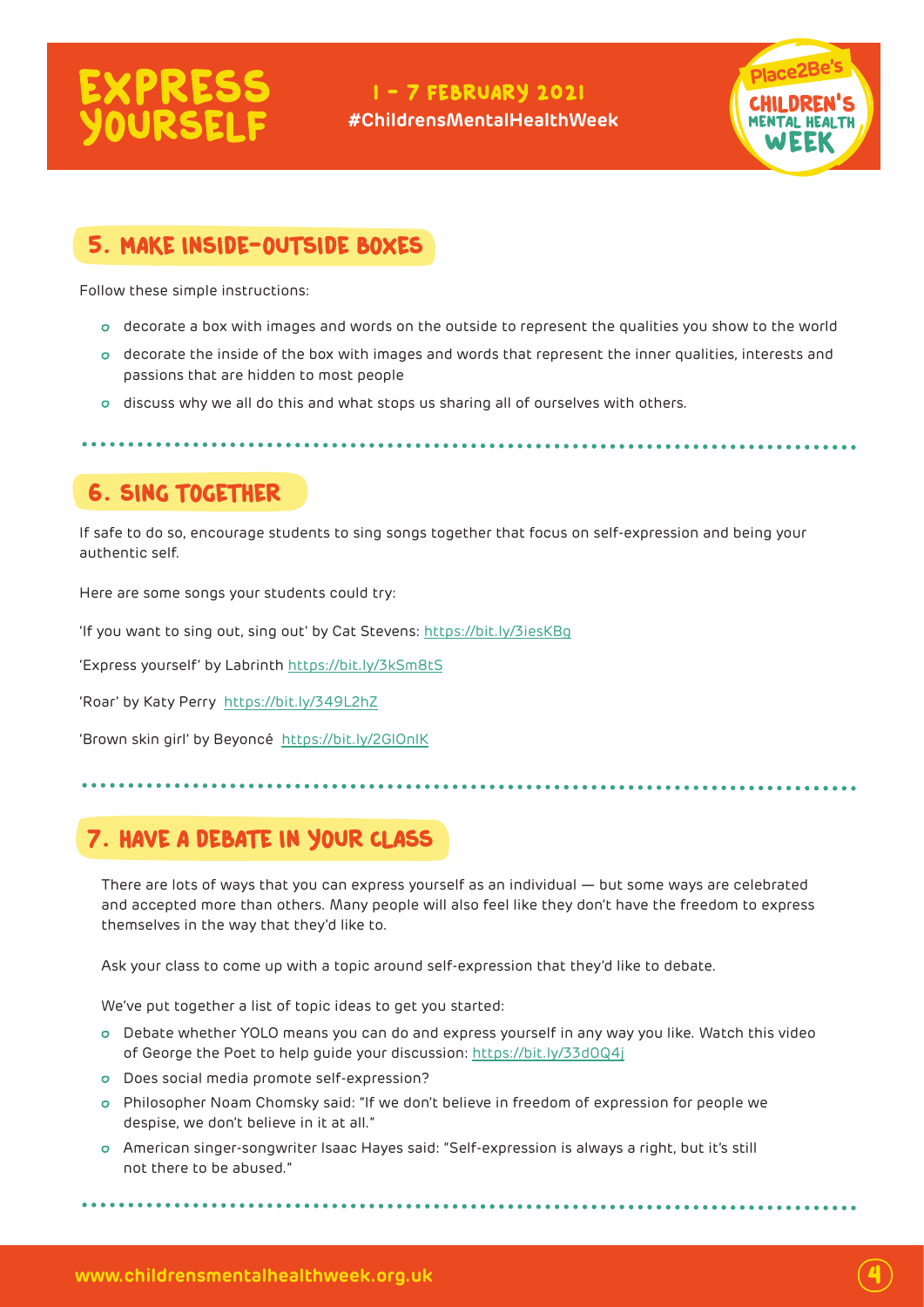## 5. MAKE INSIDE-OUTSIDE BOXES

Follow these simple instructions:

- decorate a box with images and words on the outside to represent the qualities you show to the world
- decorate the inside of the box with images and words that represent the inner qualities, interests and passions that are hidden to most people
- discuss why we all do this and what stops us sharing all of ourselves with others.

## 6. SING TOGETHER

If safe to do so, encourage students to sing songs together that focus on self-expression and being your authentic self.

Here are some songs your students could try:

'If you want to sing out, sing out' by Cat Stevens: https://bit.ly/3iesKBg

'Express yourself' by Labrinth https://bit.ly/3kSm8tS

'Roar' by Katy Perry https://bit.ly/349L2hZ

'Brown skin girl' by Beyoncé https://bit.ly/2GlOnlK

## 7. HAVE A DEBATE IN YOUR CLASS

There are lots of ways that you can express yourself as an individual — but some ways are celebrated and accepted more than others. Many people will also feel like they don't have the freedom to express themselves in the way that they'd like to.

Ask your class to come up with a topic around self-expression that they'd like to debate.

We've put together a list of topic ideas to get you started:

- Debate whether YOLO means you can do and express yourself in any way you like. Watch this video of George the Poet to help guide your discussion: https://bit.ly/33d0Q4j
- Does social media promote self-expression?
- Philosopher Noam Chomsky said: "If we don't believe in freedom of expression for people we despise, we don't believe in it at all."
- American singer-songwriter Isaac Hayes said: "Self-expression is always a right, but it's still not there to be abused."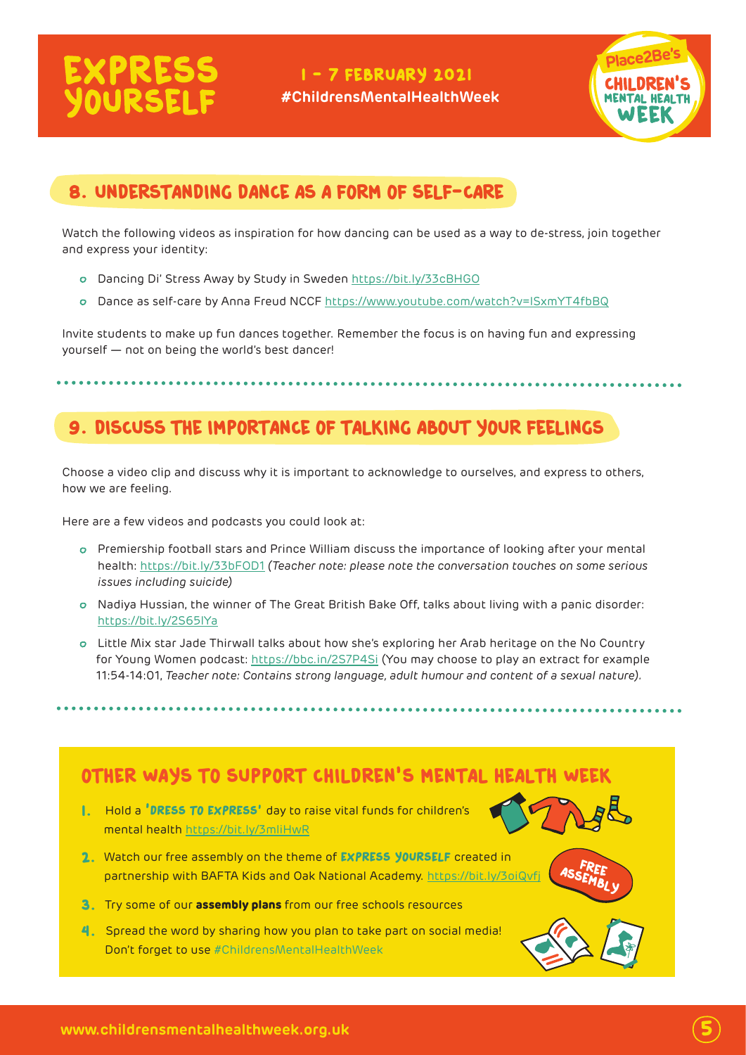# EXPRESS YOURSELF

1 – 7 FEBRUARY 2021
#ChildrensMentalHealthWeek

Place2Be's CHILDREN'S MENTAL HEALTH WEEK

## 8. UNDERSTANDING DANCE AS A FORM OF SELF-CARE

Watch the following videos as inspiration for how dancing can be used as a way to de-stress, join together and express your identity:

- Dancing Di' Stress Away by Study in Sweden https://bit.ly/33cBHGO
- Dance as self-care by Anna Freud NCCF https://www.youtube.com/watch?v=ISxmYT4fbBQ

Invite students to make up fun dances together. Remember the focus is on having fun and expressing yourself — not on being the world's best dancer!

## 9. DISCUSS THE IMPORTANCE OF TALKING ABOUT YOUR FEELINGS

Choose a video clip and discuss why it is important to acknowledge to ourselves, and express to others, how we are feeling.

Here are a few videos and podcasts you could look at:

- Premiership football stars and Prince William discuss the importance of looking after your mental health: https://bit.ly/33bFOD1 *(Teacher note: please note the conversation touches on some serious issues including suicide)*
- Nadiya Hussian, the winner of The Great British Bake Off, talks about living with a panic disorder: https://bit.ly/2S65lYa
- Little Mix star Jade Thirwall talks about how she's exploring her Arab heritage on the No Country for Young Women podcast: https://bbc.in/2S7P4Si (You may choose to play an extract for example 11:54-14:01, *Teacher note: Contains strong language, adult humour and content of a sexual nature).*

## OTHER WAYS TO SUPPORT CHILDREN'S MENTAL HEALTH WEEK

1. Hold a **'DRESS TO EXPRESS'** day to raise vital funds for children's mental health https://bit.ly/3mliHwR
2. Watch our free assembly on the theme of **EXPRESS YOURSELF** created in partnership with BAFTA Kids and Oak National Academy. https://bit.ly/3oiQvfj
3. Try some of our **assembly plans** from our free schools resources
4. Spread the word by sharing how you plan to take part on social media! Don't forget to use #ChildrensMentalHealthWeek

FREE ASSEMBLY

www.childrensmentalhealthweek.org.uk